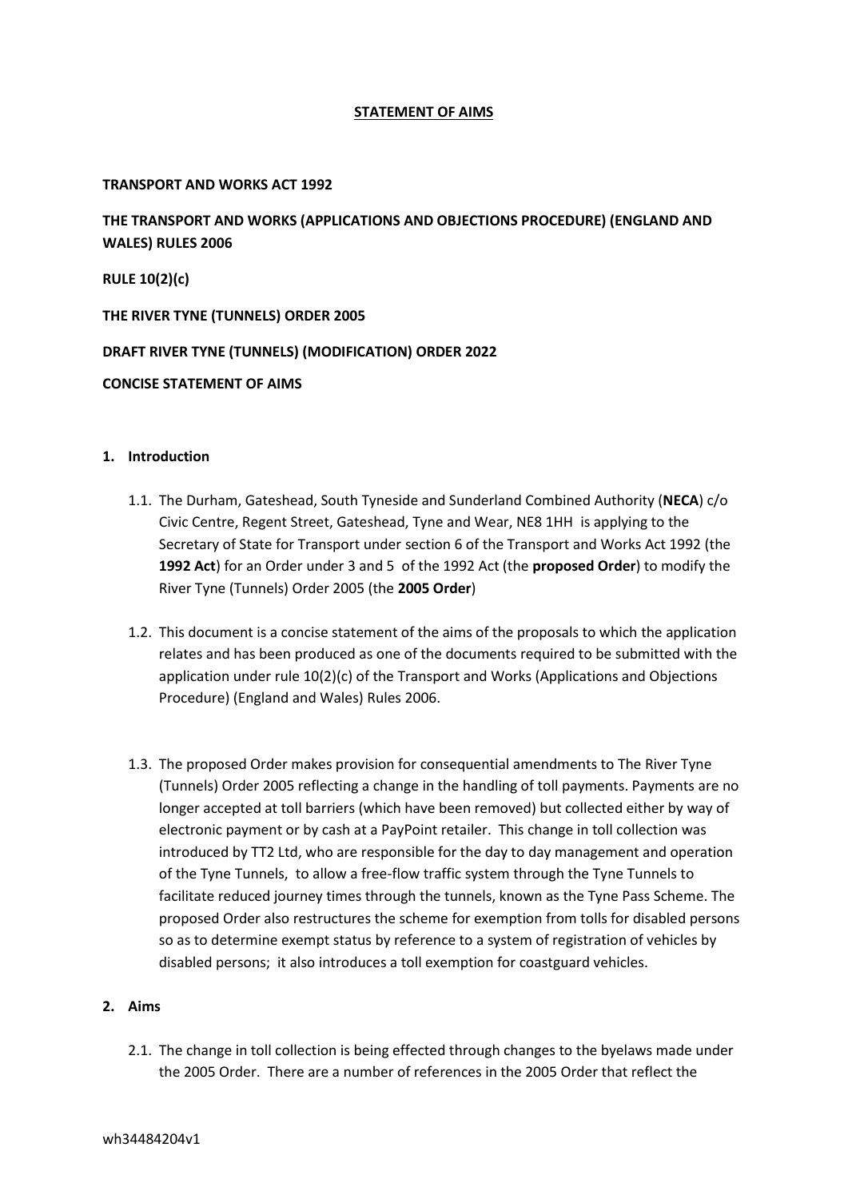# STATEMENT OF AIMS

**TRANSPORT AND WORKS ACT 1992**

**THE TRANSPORT AND WORKS (APPLICATIONS AND OBJECTIONS PROCEDURE) (ENGLAND AND WALES) RULES 2006**

**RULE 10(2)(c)**

**THE RIVER TYNE (TUNNELS) ORDER 2005**

**DRAFT RIVER TYNE (TUNNELS) (MODIFICATION) ORDER 2022**

**CONCISE STATEMENT OF AIMS**

## 1. Introduction

1.1. The Durham, Gateshead, South Tyneside and Sunderland Combined Authority (**NECA**) c/o Civic Centre, Regent Street, Gateshead, Tyne and Wear, NE8 1HH is applying to the Secretary of State for Transport under section 6 of the Transport and Works Act 1992 (the **1992 Act**) for an Order under 3 and 5 of the 1992 Act (the **proposed Order**) to modify the River Tyne (Tunnels) Order 2005 (the **2005 Order**)

1.2. This document is a concise statement of the aims of the proposals to which the application relates and has been produced as one of the documents required to be submitted with the application under rule 10(2)(c) of the Transport and Works (Applications and Objections Procedure) (England and Wales) Rules 2006.

1.3. The proposed Order makes provision for consequential amendments to The River Tyne (Tunnels) Order 2005 reflecting a change in the handling of toll payments. Payments are no longer accepted at toll barriers (which have been removed) but collected either by way of electronic payment or by cash at a PayPoint retailer. This change in toll collection was introduced by TT2 Ltd, who are responsible for the day to day management and operation of the Tyne Tunnels, to allow a free-flow traffic system through the Tyne Tunnels to facilitate reduced journey times through the tunnels, known as the Tyne Pass Scheme. The proposed Order also restructures the scheme for exemption from tolls for disabled persons so as to determine exempt status by reference to a system of registration of vehicles by disabled persons; it also introduces a toll exemption for coastguard vehicles.

## 2. Aims

2.1. The change in toll collection is being effected through changes to the byelaws made under the 2005 Order. There are a number of references in the 2005 Order that reflect the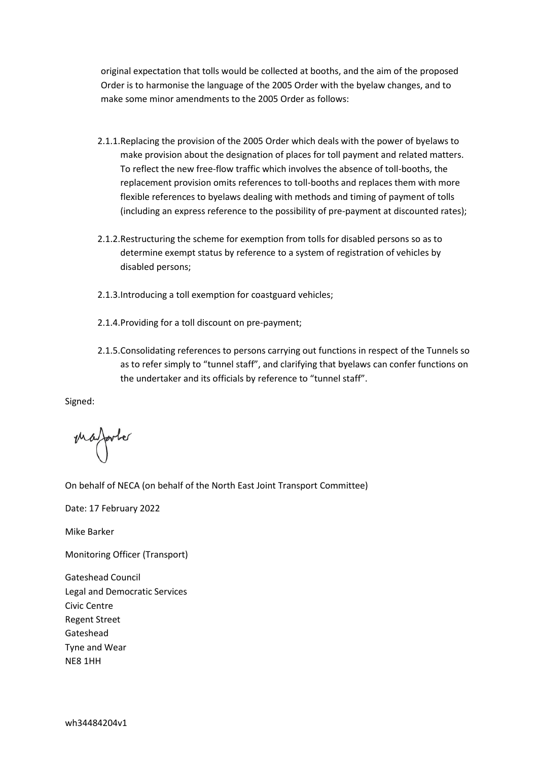original expectation that tolls would be collected at booths, and the aim of the proposed Order is to harmonise the language of the 2005 Order with the byelaw changes, and to make some minor amendments to the 2005 Order as follows:

2.1.1. Replacing the provision of the 2005 Order which deals with the power of byelaws to make provision about the designation of places for toll payment and related matters. To reflect the new free-flow traffic which involves the absence of toll-booths, the replacement provision omits references to toll-booths and replaces them with more flexible references to byelaws dealing with methods and timing of payment of tolls (including an express reference to the possibility of pre-payment at discounted rates);

2.1.2. Restructuring the scheme for exemption from tolls for disabled persons so as to determine exempt status by reference to a system of registration of vehicles by disabled persons;

2.1.3. Introducing a toll exemption for coastguard vehicles;

2.1.4. Providing for a toll discount on pre-payment;

2.1.5. Consolidating references to persons carrying out functions in respect of the Tunnels so as to refer simply to "tunnel staff", and clarifying that byelaws can confer functions on the undertaker and its officials by reference to "tunnel staff".

Signed:

On behalf of NECA (on behalf of the North East Joint Transport Committee)

Date: 17 February 2022

Mike Barker

Monitoring Officer (Transport)

Gateshead Council
Legal and Democratic Services
Civic Centre
Regent Street
Gateshead
Tyne and Wear
NE8 1HH

wh34484204v1